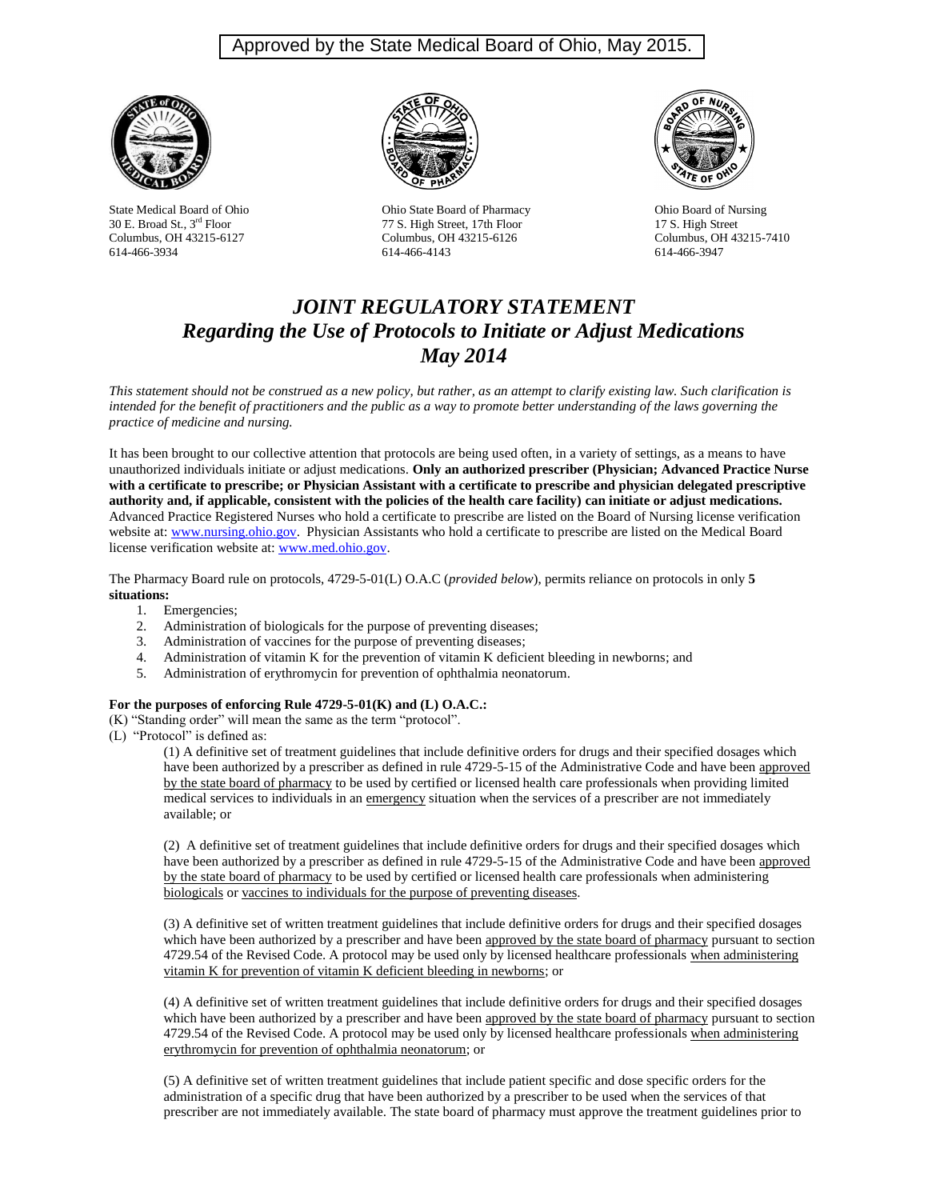Approved by the State Medical Board of Ohio, May 2015.

State Medical Board of Ohio
30 E. Broad St., 3rd Floor
Columbus, OH 43215-6127
614-466-3934

Ohio State Board of Pharmacy
77 S. High Street, 17th Floor
Columbus, OH 43215-6126
614-466-4143

Ohio Board of Nursing
17 S. High Street
Columbus, OH 43215-7410
614-466-3947

# *JOINT REGULATORY STATEMENT*
## *Regarding the Use of Protocols to Initiate or Adjust Medications*
## *May 2014*

*This statement should not be construed as a new policy, but rather, as an attempt to clarify existing law. Such clarification is intended for the benefit of practitioners and the public as a way to promote better understanding of the laws governing the practice of medicine and nursing.*

It has been brought to our collective attention that protocols are being used often, in a variety of settings, as a means to have unauthorized individuals initiate or adjust medications. **Only an authorized prescriber (Physician; Advanced Practice Nurse with a certificate to prescribe; or Physician Assistant with a certificate to prescribe and physician delegated prescriptive authority and, if applicable, consistent with the policies of the health care facility) can initiate or adjust medications.** Advanced Practice Registered Nurses who hold a certificate to prescribe are listed on the Board of Nursing license verification website at: www.nursing.ohio.gov. Physician Assistants who hold a certificate to prescribe are listed on the Medical Board license verification website at: www.med.ohio.gov.

The Pharmacy Board rule on protocols, 4729-5-01(L) O.A.C (*provided below*), permits reliance on protocols in only **5 situations:**

1. Emergencies;
2. Administration of biologicals for the purpose of preventing diseases;
3. Administration of vaccines for the purpose of preventing diseases;
4. Administration of vitamin K for the prevention of vitamin K deficient bleeding in newborns; and
5. Administration of erythromycin for prevention of ophthalmia neonatorum.

**For the purposes of enforcing Rule 4729-5-01(K) and (L) O.A.C.:**

(K) "Standing order" will mean the same as the term "protocol".

(L) "Protocol" is defined as:

(1) A definitive set of treatment guidelines that include definitive orders for drugs and their specified dosages which have been authorized by a prescriber as defined in rule 4729-5-15 of the Administrative Code and have been <u>approved by the state board of pharmacy</u> to be used by certified or licensed health care professionals when providing limited medical services to individuals in an <u>emergency</u> situation when the services of a prescriber are not immediately available; or

(2) A definitive set of treatment guidelines that include definitive orders for drugs and their specified dosages which have been authorized by a prescriber as defined in rule 4729-5-15 of the Administrative Code and have been <u>approved by the state board of pharmacy</u> to be used by certified or licensed health care professionals when administering <u>biologicals</u> or <u>vaccines to individuals for the purpose of preventing diseases</u>.

(3) A definitive set of written treatment guidelines that include definitive orders for drugs and their specified dosages which have been authorized by a prescriber and have been <u>approved by the state board of pharmacy</u> pursuant to section 4729.54 of the Revised Code. A protocol may be used only by licensed healthcare professionals <u>when administering vitamin K for prevention of vitamin K deficient bleeding in newborns</u>; or

(4) A definitive set of written treatment guidelines that include definitive orders for drugs and their specified dosages which have been authorized by a prescriber and have been <u>approved by the state board of pharmacy</u> pursuant to section 4729.54 of the Revised Code. A protocol may be used only by licensed healthcare professionals <u>when administering erythromycin for prevention of ophthalmia neonatorum</u>; or

(5) A definitive set of written treatment guidelines that include patient specific and dose specific orders for the administration of a specific drug that have been authorized by a prescriber to be used when the services of that prescriber are not immediately available. The state board of pharmacy must approve the treatment guidelines prior to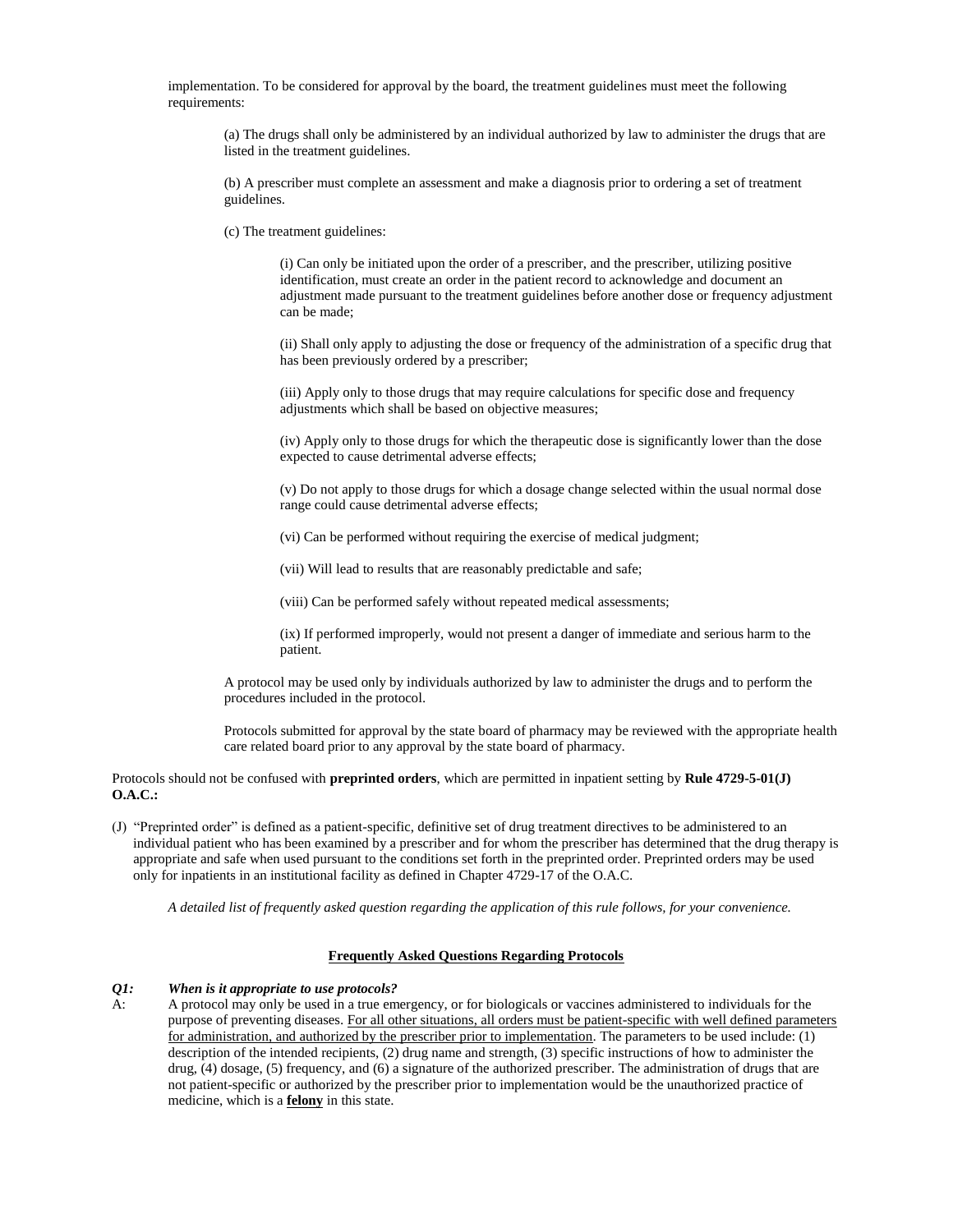implementation. To be considered for approval by the board, the treatment guidelines must meet the following requirements:

> (a) The drugs shall only be administered by an individual authorized by law to administer the drugs that are listed in the treatment guidelines.
>
> (b) A prescriber must complete an assessment and make a diagnosis prior to ordering a set of treatment guidelines.
>
> (c) The treatment guidelines:
>
> > (i) Can only be initiated upon the order of a prescriber, and the prescriber, utilizing positive identification, must create an order in the patient record to acknowledge and document an adjustment made pursuant to the treatment guidelines before another dose or frequency adjustment can be made;
> >
> > (ii) Shall only apply to adjusting the dose or frequency of the administration of a specific drug that has been previously ordered by a prescriber;
> >
> > (iii) Apply only to those drugs that may require calculations for specific dose and frequency adjustments which shall be based on objective measures;
> >
> > (iv) Apply only to those drugs for which the therapeutic dose is significantly lower than the dose expected to cause detrimental adverse effects;
> >
> > (v) Do not apply to those drugs for which a dosage change selected within the usual normal dose range could cause detrimental adverse effects;
> >
> > (vi) Can be performed without requiring the exercise of medical judgment;
> >
> > (vii) Will lead to results that are reasonably predictable and safe;
> >
> > (viii) Can be performed safely without repeated medical assessments;
> >
> > (ix) If performed improperly, would not present a danger of immediate and serious harm to the patient.
>
> A protocol may be used only by individuals authorized by law to administer the drugs and to perform the procedures included in the protocol.
>
> Protocols submitted for approval by the state board of pharmacy may be reviewed with the appropriate health care related board prior to any approval by the state board of pharmacy.

Protocols should not be confused with **preprinted orders**, which are permitted in inpatient setting by **Rule 4729-5-01(J) O.A.C.:**

(J) "Preprinted order" is defined as a patient-specific, definitive set of drug treatment directives to be administered to an individual patient who has been examined by a prescriber and for whom the prescriber has determined that the drug therapy is appropriate and safe when used pursuant to the conditions set forth in the preprinted order. Preprinted orders may be used only for inpatients in an institutional facility as defined in Chapter 4729-17 of the O.A.C.

*A detailed list of frequently asked question regarding the application of this rule follows, for your convenience.*

## Frequently Asked Questions Regarding Protocols

***Q1: When is it appropriate to use protocols?***

A: A protocol may only be used in a true emergency, or for biologicals or vaccines administered to individuals for the purpose of preventing diseases. <u>For all other situations, all orders must be patient-specific with well defined parameters for administration, and authorized by the prescriber prior to implementation</u>. The parameters to be used include: (1) description of the intended recipients, (2) drug name and strength, (3) specific instructions of how to administer the drug, (4) dosage, (5) frequency, and (6) a signature of the authorized prescriber. The administration of drugs that are not patient-specific or authorized by the prescriber prior to implementation would be the unauthorized practice of medicine, which is a <u>**felony**</u> in this state.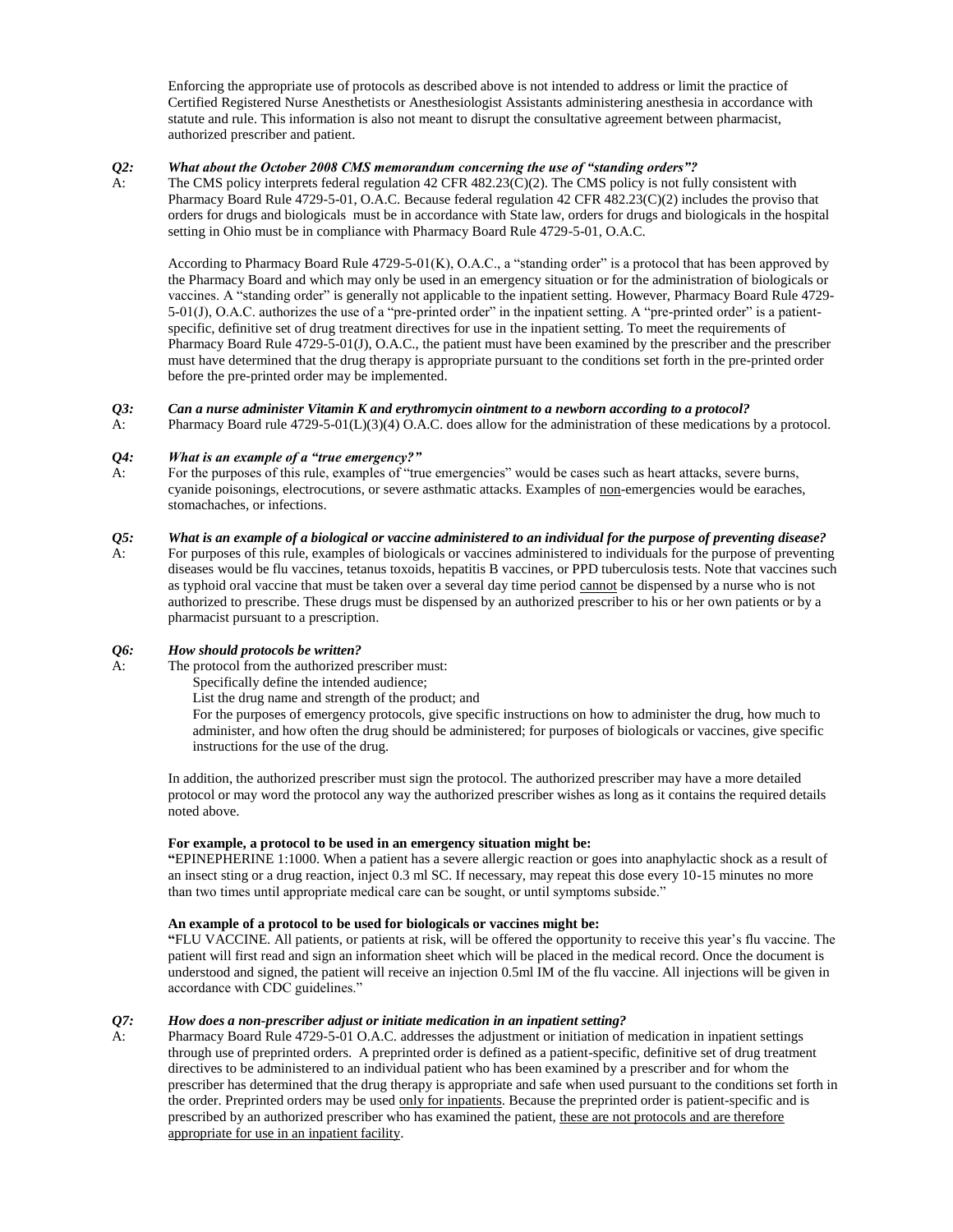Enforcing the appropriate use of protocols as described above is not intended to address or limit the practice of Certified Registered Nurse Anesthetists or Anesthesiologist Assistants administering anesthesia in accordance with statute and rule. This information is also not meant to disrupt the consultative agreement between pharmacist, authorized prescriber and patient.

***Q2: What about the October 2008 CMS memorandum concerning the use of "standing orders"?***

A: The CMS policy interprets federal regulation 42 CFR 482.23(C)(2). The CMS policy is not fully consistent with Pharmacy Board Rule 4729-5-01, O.A.C. Because federal regulation 42 CFR 482.23(C)(2) includes the proviso that orders for drugs and biologicals must be in accordance with State law, orders for drugs and biologicals in the hospital setting in Ohio must be in compliance with Pharmacy Board Rule 4729-5-01, O.A.C.

According to Pharmacy Board Rule 4729-5-01(K), O.A.C., a "standing order" is a protocol that has been approved by the Pharmacy Board and which may only be used in an emergency situation or for the administration of biologicals or vaccines. A "standing order" is generally not applicable to the inpatient setting. However, Pharmacy Board Rule 4729-5-01(J), O.A.C. authorizes the use of a "pre-printed order" in the inpatient setting. A "pre-printed order" is a patient-specific, definitive set of drug treatment directives for use in the inpatient setting. To meet the requirements of Pharmacy Board Rule 4729-5-01(J), O.A.C., the patient must have been examined by the prescriber and the prescriber must have determined that the drug therapy is appropriate pursuant to the conditions set forth in the pre-printed order before the pre-printed order may be implemented.

***Q3: Can a nurse administer Vitamin K and erythromycin ointment to a newborn according to a protocol?***

A: Pharmacy Board rule 4729-5-01(L)(3)(4) O.A.C. does allow for the administration of these medications by a protocol.

***Q4: What is an example of a "true emergency?"***

A: For the purposes of this rule, examples of "true emergencies" would be cases such as heart attacks, severe burns, cyanide poisonings, electrocutions, or severe asthmatic attacks. Examples of non-emergencies would be earaches, stomachaches, or infections.

***Q5: What is an example of a biological or vaccine administered to an individual for the purpose of preventing disease?***

A: For purposes of this rule, examples of biologicals or vaccines administered to individuals for the purpose of preventing diseases would be flu vaccines, tetanus toxoids, hepatitis B vaccines, or PPD tuberculosis tests. Note that vaccines such as typhoid oral vaccine that must be taken over a several day time period cannot be dispensed by a nurse who is not authorized to prescribe. These drugs must be dispensed by an authorized prescriber to his or her own patients or by a pharmacist pursuant to a prescription.

***Q6: How should protocols be written?***

A: The protocol from the authorized prescriber must:

- Specifically define the intended audience;
- List the drug name and strength of the product; and
- For the purposes of emergency protocols, give specific instructions on how to administer the drug, how much to administer, and how often the drug should be administered; for purposes of biologicals or vaccines, give specific instructions for the use of the drug.

In addition, the authorized prescriber must sign the protocol. The authorized prescriber may have a more detailed protocol or may word the protocol any way the authorized prescriber wishes as long as it contains the required details noted above.

**For example, a protocol to be used in an emergency situation might be:**

"EPINEPHERINE 1:1000. When a patient has a severe allergic reaction or goes into anaphylactic shock as a result of an insect sting or a drug reaction, inject 0.3 ml SC. If necessary, may repeat this dose every 10-15 minutes no more than two times until appropriate medical care can be sought, or until symptoms subside."

**An example of a protocol to be used for biologicals or vaccines might be:**

"FLU VACCINE. All patients, or patients at risk, will be offered the opportunity to receive this year's flu vaccine. The patient will first read and sign an information sheet which will be placed in the medical record. Once the document is understood and signed, the patient will receive an injection 0.5ml IM of the flu vaccine. All injections will be given in accordance with CDC guidelines."

***Q7: How does a non-prescriber adjust or initiate medication in an inpatient setting?***

A: Pharmacy Board Rule 4729-5-01 O.A.C. addresses the adjustment or initiation of medication in inpatient settings through use of preprinted orders. A preprinted order is defined as a patient-specific, definitive set of drug treatment directives to be administered to an individual patient who has been examined by a prescriber and for whom the prescriber has determined that the drug therapy is appropriate and safe when used pursuant to the conditions set forth in the order. Preprinted orders may be used only for inpatients. Because the preprinted order is patient-specific and is prescribed by an authorized prescriber who has examined the patient, these are not protocols and are therefore appropriate for use in an inpatient facility.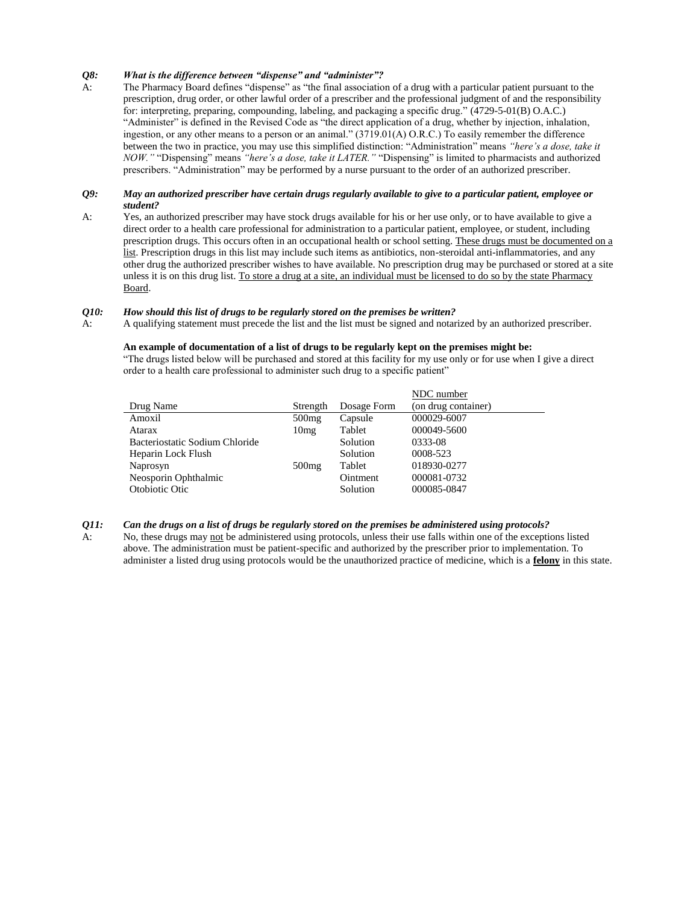***Q8: What is the difference between "dispense" and "administer"?***

A: The Pharmacy Board defines "dispense" as "the final association of a drug with a particular patient pursuant to the prescription, drug order, or other lawful order of a prescriber and the professional judgment of and the responsibility for: interpreting, preparing, compounding, labeling, and packaging a specific drug." (4729-5-01(B) O.A.C.) "Administer" is defined in the Revised Code as "the direct application of a drug, whether by injection, inhalation, ingestion, or any other means to a person or an animal." (3719.01(A) O.R.C.) To easily remember the difference between the two in practice, you may use this simplified distinction: "Administration" means *"here's a dose, take it NOW."* "Dispensing" means *"here's a dose, take it LATER."* "Dispensing" is limited to pharmacists and authorized prescribers. "Administration" may be performed by a nurse pursuant to the order of an authorized prescriber.

***Q9: May an authorized prescriber have certain drugs regularly available to give to a particular patient, employee or student?***

A: Yes, an authorized prescriber may have stock drugs available for his or her use only, or to have available to give a direct order to a health care professional for administration to a particular patient, employee, or student, including prescription drugs. This occurs often in an occupational health or school setting. <u>These drugs must be documented on a list</u>. Prescription drugs in this list may include such items as antibiotics, non-steroidal anti-inflammatories, and any other drug the authorized prescriber wishes to have available. No prescription drug may be purchased or stored at a site unless it is on this drug list. <u>To store a drug at a site, an individual must be licensed to do so by the state Pharmacy Board</u>.

***Q10: How should this list of drugs to be regularly stored on the premises be written?***

A: A qualifying statement must precede the list and the list must be signed and notarized by an authorized prescriber.

**An example of documentation of a list of drugs to be regularly kept on the premises might be:**

"The drugs listed below will be purchased and stored at this facility for my use only or for use when I give a direct order to a health care professional to administer such drug to a specific patient"

| Drug Name | Strength | Dosage Form | NDC number (on drug container) |
|---|---|---|---|
| Amoxil | 500mg | Capsule | 000029-6007 |
| Atarax | 10mg | Tablet | 000049-5600 |
| Bacteriostatic Sodium Chloride | | Solution | 0333-08 |
| Heparin Lock Flush | | Solution | 0008-523 |
| Naprosyn | 500mg | Tablet | 018930-0277 |
| Neosporin Ophthalmic | | Ointment | 000081-0732 |
| Otobiotic Otic | | Solution | 000085-0847 |

***Q11: Can the drugs on a list of drugs be regularly stored on the premises be administered using protocols?***

A: No, these drugs may <u>not</u> be administered using protocols, unless their use falls within one of the exceptions listed above. The administration must be patient-specific and authorized by the prescriber prior to implementation. To administer a listed drug using protocols would be the unauthorized practice of medicine, which is a <u>**felony**</u> in this state.